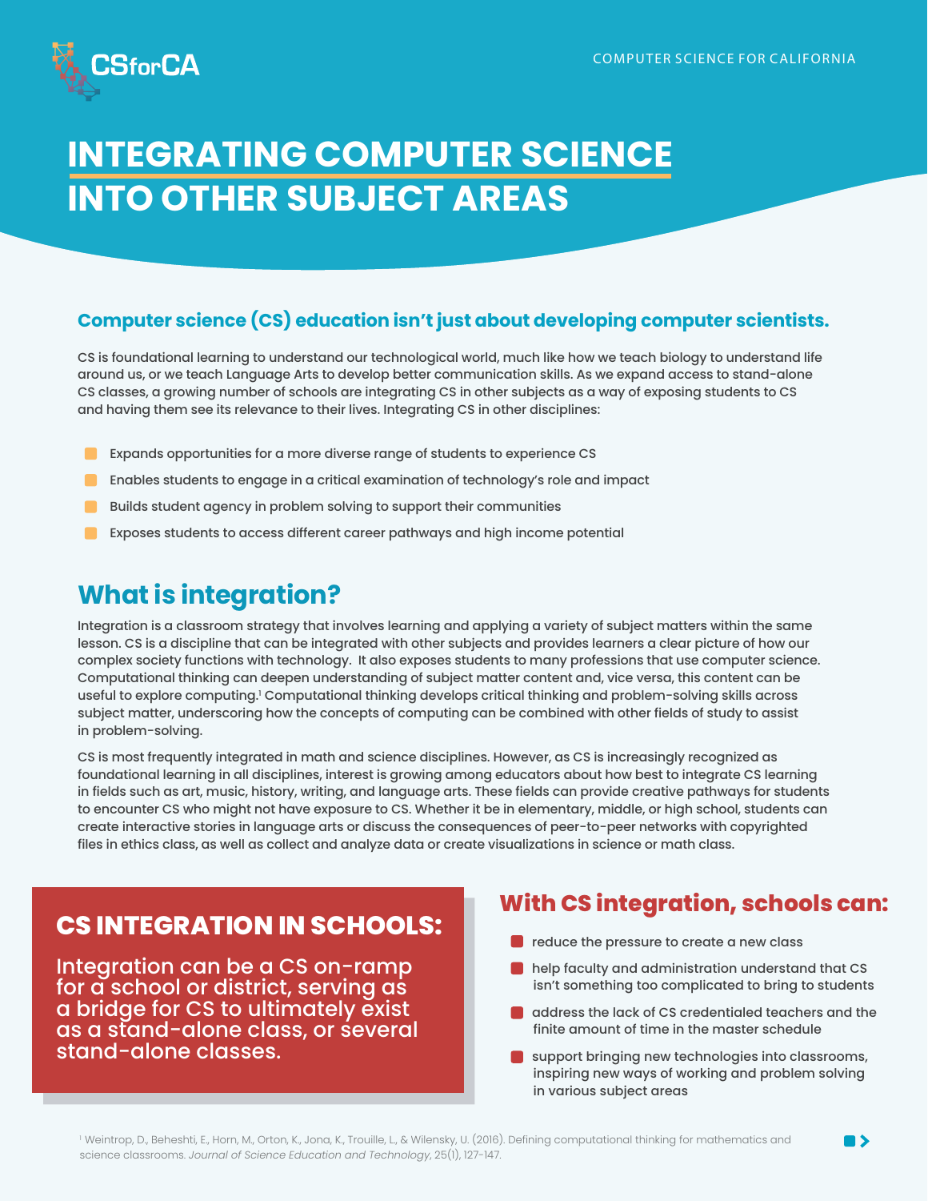CSforCA

COMPUTER SCIENCE FOR CALIFORNIA

# INTEGRATING COMPUTER SCIENCE INTO OTHER SUBJECT AREAS

### Computer science (CS) education isn't just about developing computer scientists.

CS is foundational learning to understand our technological world, much like how we teach biology to understand life around us, or we teach Language Arts to develop better communication skills. As we expand access to stand-alone CS classes, a growing number of schools are integrating CS in other subjects as a way of exposing students to CS and having them see its relevance to their lives. Integrating CS in other disciplines:

- Expands opportunities for a more diverse range of students to experience CS
- Enables students to engage in a critical examination of technology's role and impact
- Builds student agency in problem solving to support their communities
- Exposes students to access different career pathways and high income potential

## What is integration?

Integration is a classroom strategy that involves learning and applying a variety of subject matters within the same lesson. CS is a discipline that can be integrated with other subjects and provides learners a clear picture of how our complex society functions with technology. It also exposes students to many professions that use computer science. Computational thinking can deepen understanding of subject matter content and, vice versa, this content can be useful to explore computing.[1] Computational thinking develops critical thinking and problem-solving skills across subject matter, underscoring how the concepts of computing can be combined with other fields of study to assist in problem-solving.

CS is most frequently integrated in math and science disciplines. However, as CS is increasingly recognized as foundational learning in all disciplines, interest is growing among educators about how best to integrate CS learning in fields such as art, music, history, writing, and language arts. These fields can provide creative pathways for students to encounter CS who might not have exposure to CS. Whether it be in elementary, middle, or high school, students can create interactive stories in language arts or discuss the consequences of peer-to-peer networks with copyrighted files in ethics class, as well as collect and analyze data or create visualizations in science or math class.

### CS INTEGRATION IN SCHOOLS:

Integration can be a CS on-ramp for a school or district, serving as a bridge for CS to ultimately exist as a stand-alone class, or several stand-alone classes.

### With CS integration, schools can:

- reduce the pressure to create a new class
- help faculty and administration understand that CS isn't something too complicated to bring to students
- address the lack of CS credentialed teachers and the finite amount of time in the master schedule
- support bringing new technologies into classrooms, inspiring new ways of working and problem solving in various subject areas

[1] Weintrop, D., Beheshti, E., Horn, M., Orton, K., Jona, K., Trouille, L., & Wilensky, U. (2016). Defining computational thinking for mathematics and science classrooms. *Journal of Science Education and Technology*, 25(1), 127-147.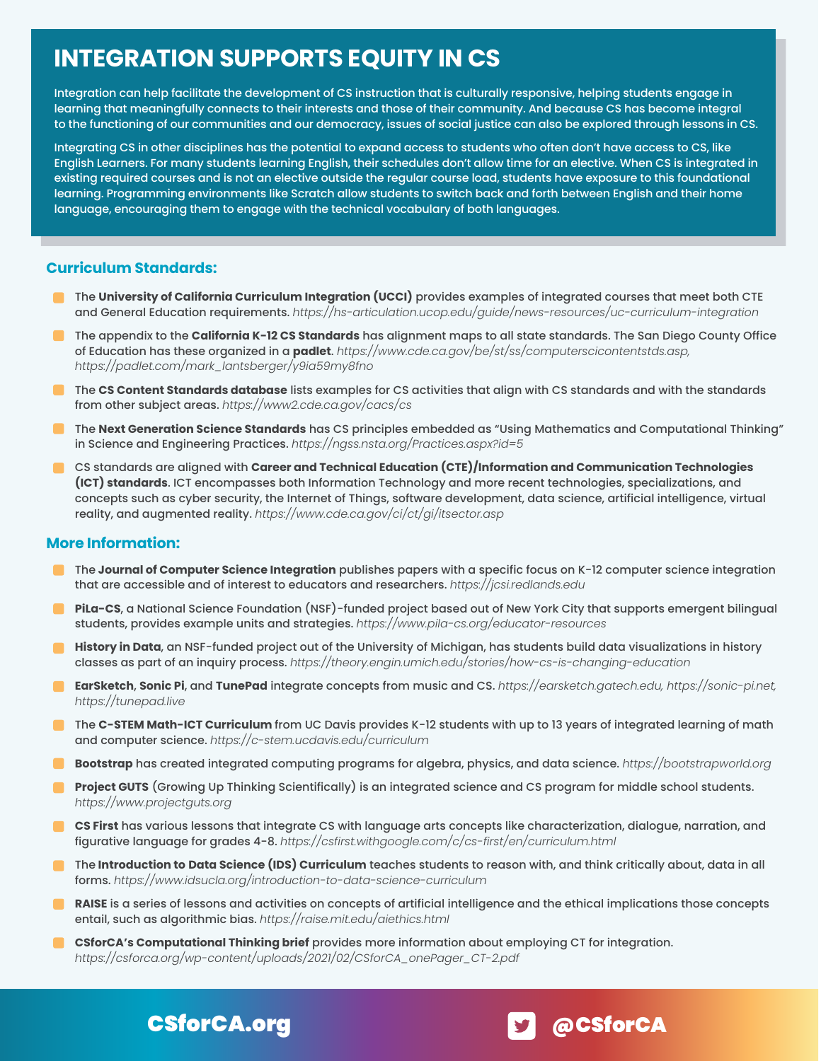# INTEGRATION SUPPORTS EQUITY IN CS

Integration can help facilitate the development of CS instruction that is culturally responsive, helping students engage in learning that meaningfully connects to their interests and those of their community. And because CS has become integral to the functioning of our communities and our democracy, issues of social justice can also be explored through lessons in CS.

Integrating CS in other disciplines has the potential to expand access to students who often don't have access to CS, like English Learners. For many students learning English, their schedules don't allow time for an elective. When CS is integrated in existing required courses and is not an elective outside the regular course load, students have exposure to this foundational learning. Programming environments like Scratch allow students to switch back and forth between English and their home language, encouraging them to engage with the technical vocabulary of both languages.

## Curriculum Standards:

- The **University of California Curriculum Integration (UCCI)** provides examples of integrated courses that meet both CTE and General Education requirements. *https://hs-articulation.ucop.edu/guide/news-resources/uc-curriculum-integration*
- The appendix to the **California K-12 CS Standards** has alignment maps to all state standards. The San Diego County Office of Education has these organized in a **padlet**. *https://www.cde.ca.gov/be/st/ss/computerscicontentstds.asp, https://padlet.com/mark_lantsberger/y9ia59my8fno*
- The **CS Content Standards database** lists examples for CS activities that align with CS standards and with the standards from other subject areas. *https://www2.cde.ca.gov/cacs/cs*
- The **Next Generation Science Standards** has CS principles embedded as "Using Mathematics and Computational Thinking" in Science and Engineering Practices. *https://ngss.nsta.org/Practices.aspx?id=5*
- CS standards are aligned with **Career and Technical Education (CTE)/Information and Communication Technologies (ICT) standards**. ICT encompasses both Information Technology and more recent technologies, specializations, and concepts such as cyber security, the Internet of Things, software development, data science, artificial intelligence, virtual reality, and augmented reality. *https://www.cde.ca.gov/ci/ct/gi/itsector.asp*

## More Information:

- The **Journal of Computer Science Integration** publishes papers with a specific focus on K-12 computer science integration that are accessible and of interest to educators and researchers. *https://jcsi.redlands.edu*
- **PiLa-CS**, a National Science Foundation (NSF)-funded project based out of New York City that supports emergent bilingual students, provides example units and strategies. *https://www.pila-cs.org/educator-resources*
- **History in Data**, an NSF-funded project out of the University of Michigan, has students build data visualizations in history classes as part of an inquiry process. *https://theory.engin.umich.edu/stories/how-cs-is-changing-education*
- **EarSketch**, **Sonic Pi**, and **TunePad** integrate concepts from music and CS. *https://earsketch.gatech.edu, https://sonic-pi.net, https://tunepad.live*
- The **C-STEM Math-ICT Curriculum** from UC Davis provides K-12 students with up to 13 years of integrated learning of math and computer science. *https://c-stem.ucdavis.edu/curriculum*
- **Bootstrap** has created integrated computing programs for algebra, physics, and data science. *https://bootstrapworld.org*
- **Project GUTS** (Growing Up Thinking Scientifically) is an integrated science and CS program for middle school students. *https://www.projectguts.org*
- **CS First** has various lessons that integrate CS with language arts concepts like characterization, dialogue, narration, and figurative language for grades 4-8. *https://csfirst.withgoogle.com/c/cs-first/en/curriculum.html*
- The **Introduction to Data Science (IDS) Curriculum** teaches students to reason with, and think critically about, data in all forms. *https://www.idsucla.org/introduction-to-data-science-curriculum*
- **RAISE** is a series of lessons and activities on concepts of artificial intelligence and the ethical implications those concepts entail, such as algorithmic bias. *https://raise.mit.edu/aiethics.html*
- **CSforCA's Computational Thinking brief** provides more information about employing CT for integration. *https://csforca.org/wp-content/uploads/2021/02/CSforCA_onePager_CT-2.pdf*

**CSforCA.org** **@CSforCA**